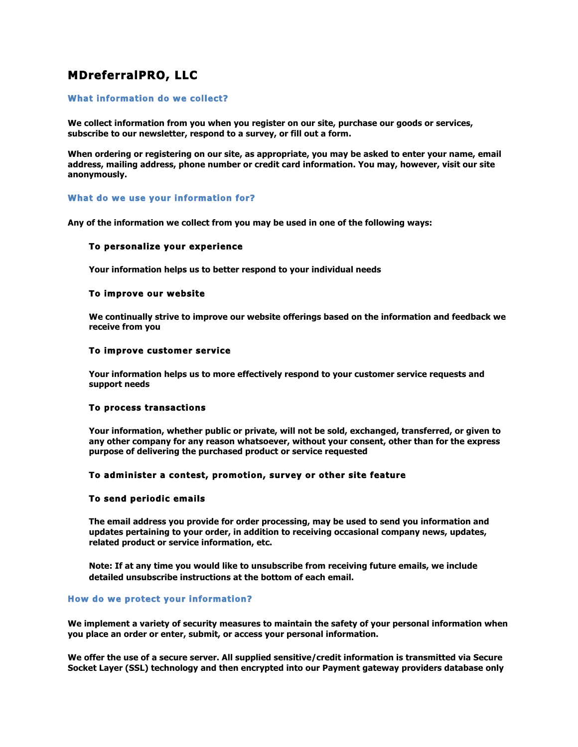# MDreferralPRO, LLC

## What information do we collect?

**We collect information from you when you register on our site, purchase our goods or services, subscribe to our newsletter, respond to a survey, or fill out a form.**

**When ordering or registering on our site, as appropriate, you may be asked to enter your name, email address, mailing address, phone number or credit card information. You may, however, visit our site anonymously.**

## What do we use your information for?

**Any of the information we collect from you may be used in one of the following ways:**

### To personalize your experience

**Your information helps us to better respond to your individual needs**

### To improve our website

**We continually strive to improve our website offerings based on the information and feedback we receive from you**

### To improve customer service

**Your information helps us to more effectively respond to your customer service requests and support needs**

### To process transactions

**Your information, whether public or private, will not be sold, exchanged, transferred, or given to any other company for any reason whatsoever, without your consent, other than for the express purpose of delivering the purchased product or service requested**

### To administer a contest, promotion, survey or other site feature

### To send periodic emails

**The email address you provide for order processing, may be used to send you information and updates pertaining to your order, in addition to receiving occasional company news, updates, related product or service information, etc.**

**Note: If at any time you would like to unsubscribe from receiving future emails, we include detailed unsubscribe instructions at the bottom of each email.**

## How do we protect your information?

**We implement a variety of security measures to maintain the safety of your personal information when you place an order or enter, submit, or access your personal information.**

**We offer the use of a secure server. All supplied sensitive/credit information is transmitted via Secure Socket Layer (SSL) technology and then encrypted into our Payment gateway providers database only**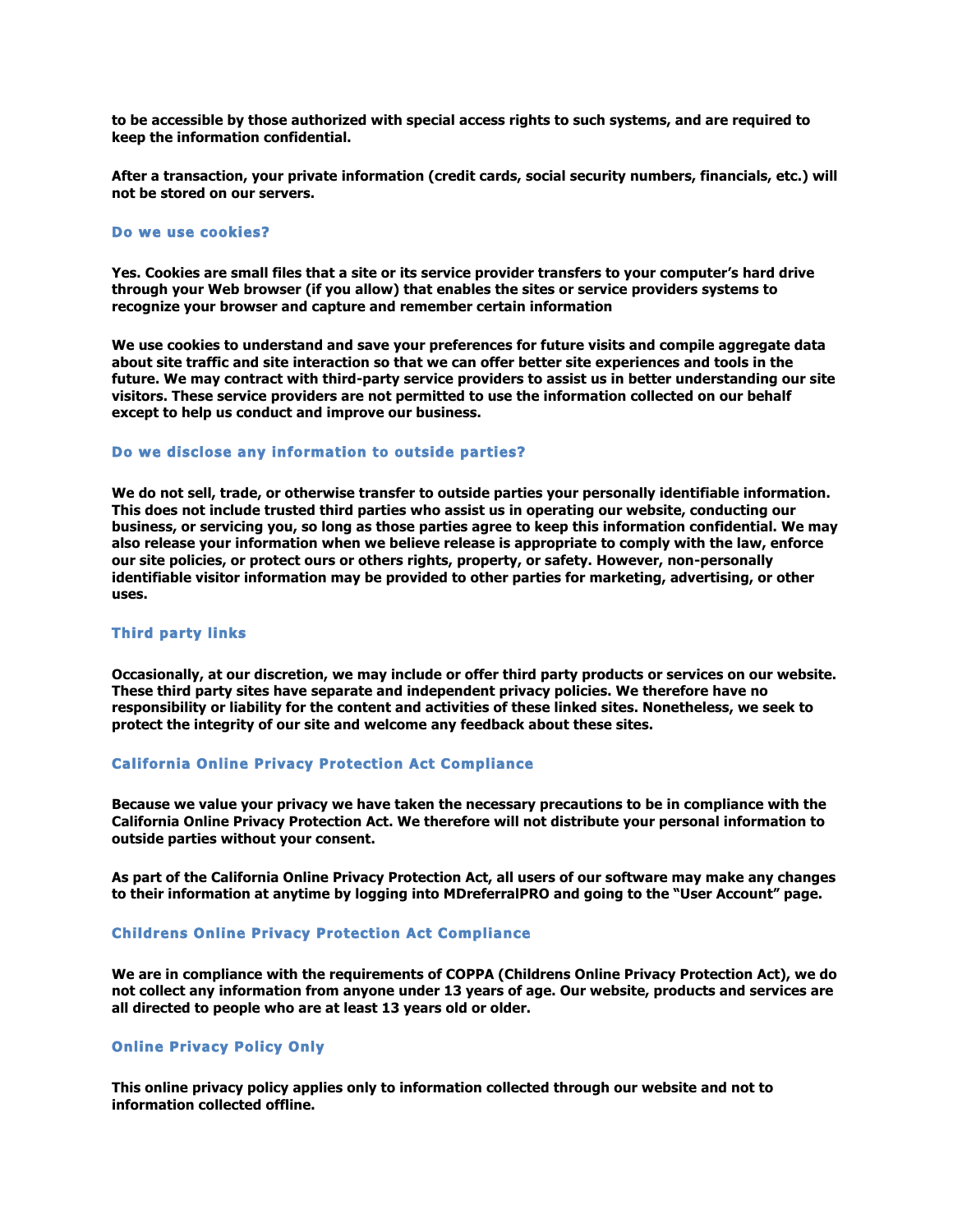**to be accessible by those authorized with special access rights to such systems, and are required to keep the information confidential.**

**After a transaction, your private information (credit cards, social security numbers, financials, etc.) will not be stored on our servers.**

### Do we use cookies?

**Yes. Cookies are small files that a site or its service provider transfers to your computer's hard drive through your Web browser (if you allow) that enables the sites or service providers systems to recognize your browser and capture and remember certain information**

**We use cookies to understand and save your preferences for future visits and compile aggregate data about site traffic and site interaction so that we can offer better site experiences and tools in the future. We may contract with third-party service providers to assist us in better understanding our site visitors. These service providers are not permitted to use the information collected on our behalf except to help us conduct and improve our business.**

### Do we disclose any information to outside parties?

**We do not sell, trade, or otherwise transfer to outside parties your personally identifiable information. This does not include trusted third parties who assist us in operating our website, conducting our business, or servicing you, so long as those parties agree to keep this information confidential. We may also release your information when we believe release is appropriate to comply with the law, enforce our site policies, or protect ours or others rights, property, or safety. However, non-personally identifiable visitor information may be provided to other parties for marketing, advertising, or other uses.**

### Third party links

**Occasionally, at our discretion, we may include or offer third party products or services on our website. These third party sites have separate and independent privacy policies. We therefore have no responsibility or liability for the content and activities of these linked sites. Nonetheless, we seek to protect the integrity of our site and welcome any feedback about these sites.**

### California Online Privacy Protection Act Compliance

**Because we value your privacy we have taken the necessary precautions to be in compliance with the California Online Privacy Protection Act. We therefore will not distribute your personal information to outside parties without your consent.**

**As part of the California Online Privacy Protection Act, all users of our software may make any changes to their information at anytime by logging into MDreferralPRO and going to the "User Account" page.**

### Childrens Online Privacy Protection Act Compliance

**We are in compliance with the requirements of COPPA (Childrens Online Privacy Protection Act), we do not collect any information from anyone under 13 years of age. Our website, products and services are all directed to people who are at least 13 years old or older.**

### Online Privacy Policy Only

**This online privacy policy applies only to information collected through our website and not to information collected offline.**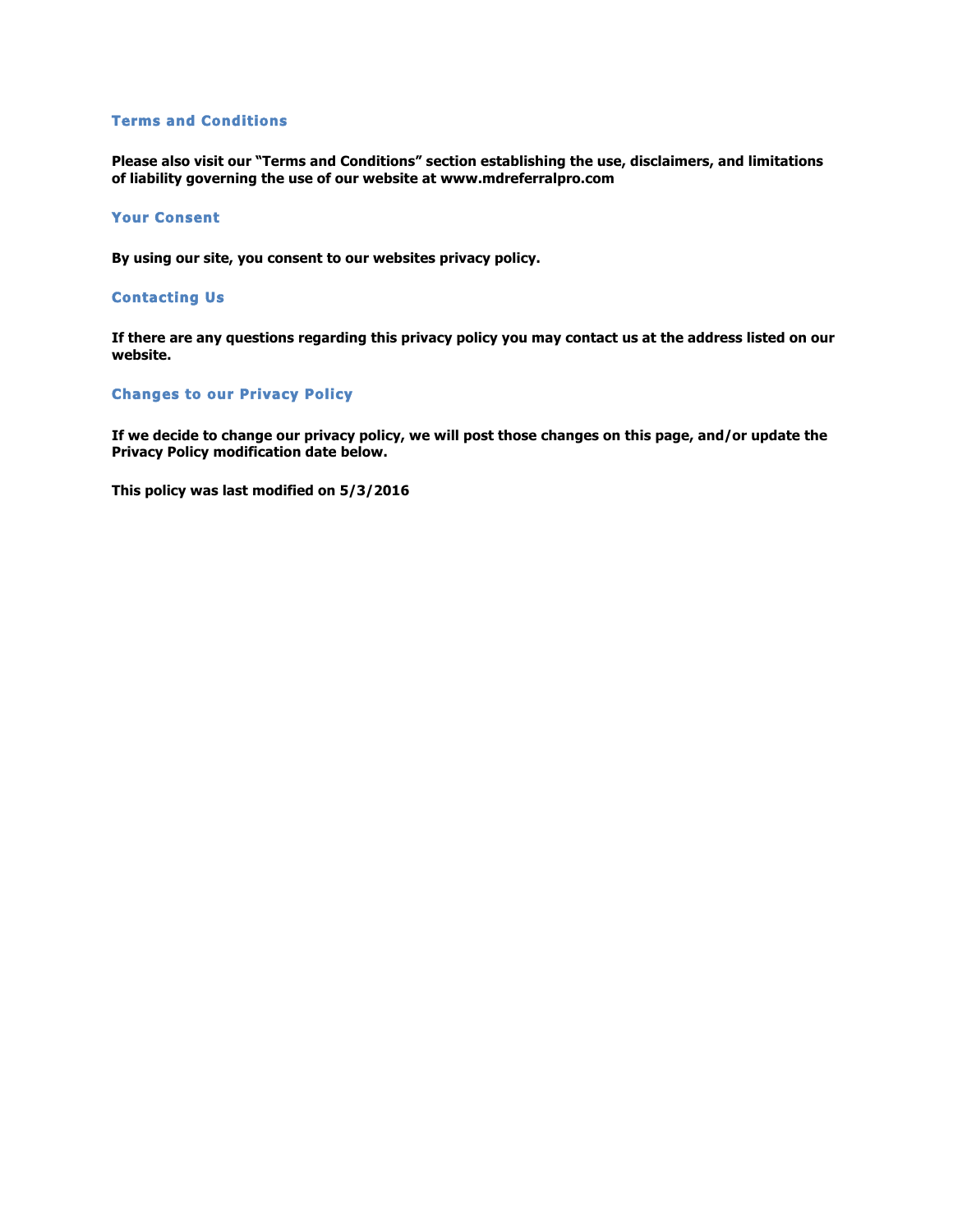### Terms and Conditions

**Please also visit our "Terms and Conditions" section establishing the use, disclaimers, and limitations of liability governing the use of our website at www.mdreferralpro.com**

### Your Consent

**By using our site, you consent to our websites privacy policy.**

### Contacting Us

**If there are any questions regarding this privacy policy you may contact us at the address listed on our website.**

### Changes to our Privacy Policy

**If we decide to change our privacy policy, we will post those changes on this page, and/or update the Privacy Policy modification date below.**

**This policy was last modified on 5/3/2016**